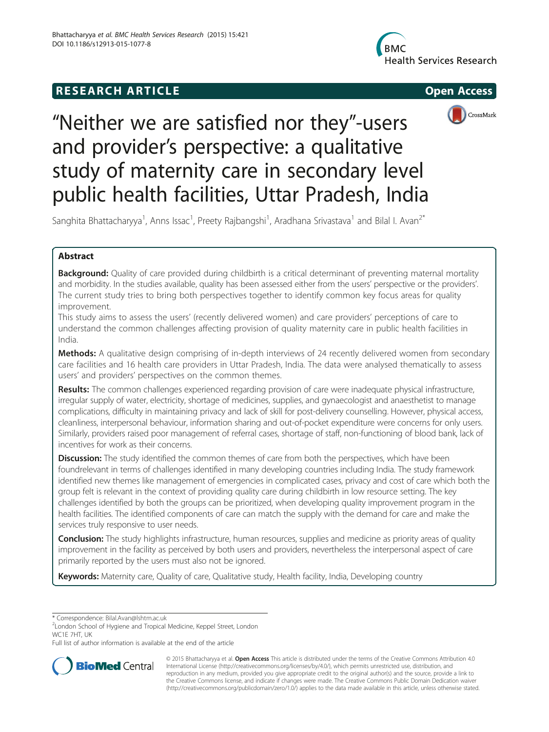RESEARCH ARTICLE

Open Access

# "Neither we are satisfied nor they"-users and provider's perspective: a qualitative study of maternity care in secondary level public health facilities, Uttar Pradesh, India

Sanghita Bhattacharyya[1], Anns Issac[1], Preety Rajbangshi[1], Aradhana Srivastava[1] and Bilal I. Avan[2*]

## Abstract

**Background:** Quality of care provided during childbirth is a critical determinant of preventing maternal mortality and morbidity. In the studies available, quality has been assessed either from the users' perspective or the providers'. The current study tries to bring both perspectives together to identify common key focus areas for quality improvement.

This study aims to assess the users' (recently delivered women) and care providers' perceptions of care to understand the common challenges affecting provision of quality maternity care in public health facilities in India.

**Methods:** A qualitative design comprising of in-depth interviews of 24 recently delivered women from secondary care facilities and 16 health care providers in Uttar Pradesh, India. The data were analysed thematically to assess users' and providers' perspectives on the common themes.

**Results:** The common challenges experienced regarding provision of care were inadequate physical infrastructure, irregular supply of water, electricity, shortage of medicines, supplies, and gynaecologist and anaesthetist to manage complications, difficulty in maintaining privacy and lack of skill for post-delivery counselling. However, physical access, cleanliness, interpersonal behaviour, information sharing and out-of-pocket expenditure were concerns for only users. Similarly, providers raised poor management of referral cases, shortage of staff, non-functioning of blood bank, lack of incentives for work as their concerns.

**Discussion:** The study identified the common themes of care from both the perspectives, which have been foundrelevant in terms of challenges identified in many developing countries including India. The study framework identified new themes like management of emergencies in complicated cases, privacy and cost of care which both the group felt is relevant in the context of providing quality care during childbirth in low resource setting. The key challenges identified by both the groups can be prioritized, when developing quality improvement program in the health facilities. The identified components of care can match the supply with the demand for care and make the services truly responsive to user needs.

**Conclusion:** The study highlights infrastructure, human resources, supplies and medicine as priority areas of quality improvement in the facility as perceived by both users and providers, nevertheless the interpersonal aspect of care primarily reported by the users must also not be ignored.

**Keywords:** Maternity care, Quality of care, Qualitative study, Health facility, India, Developing country

---

* Correspondence: Bilal.Avan@lshtm.ac.uk
[2]London School of Hygiene and Tropical Medicine, Keppel Street, London WC1E 7HT, UK

Full list of author information is available at the end of the article

© 2015 Bhattacharyya et al. **Open Access** This article is distributed under the terms of the Creative Commons Attribution 4.0 International License (http://creativecommons.org/licenses/by/4.0/), which permits unrestricted use, distribution, and reproduction in any medium, provided you give appropriate credit to the original author(s) and the source, provide a link to the Creative Commons license, and indicate if changes were made. The Creative Commons Public Domain Dedication waiver (http://creativecommons.org/publicdomain/zero/1.0/) applies to the data made available in this article, unless otherwise stated.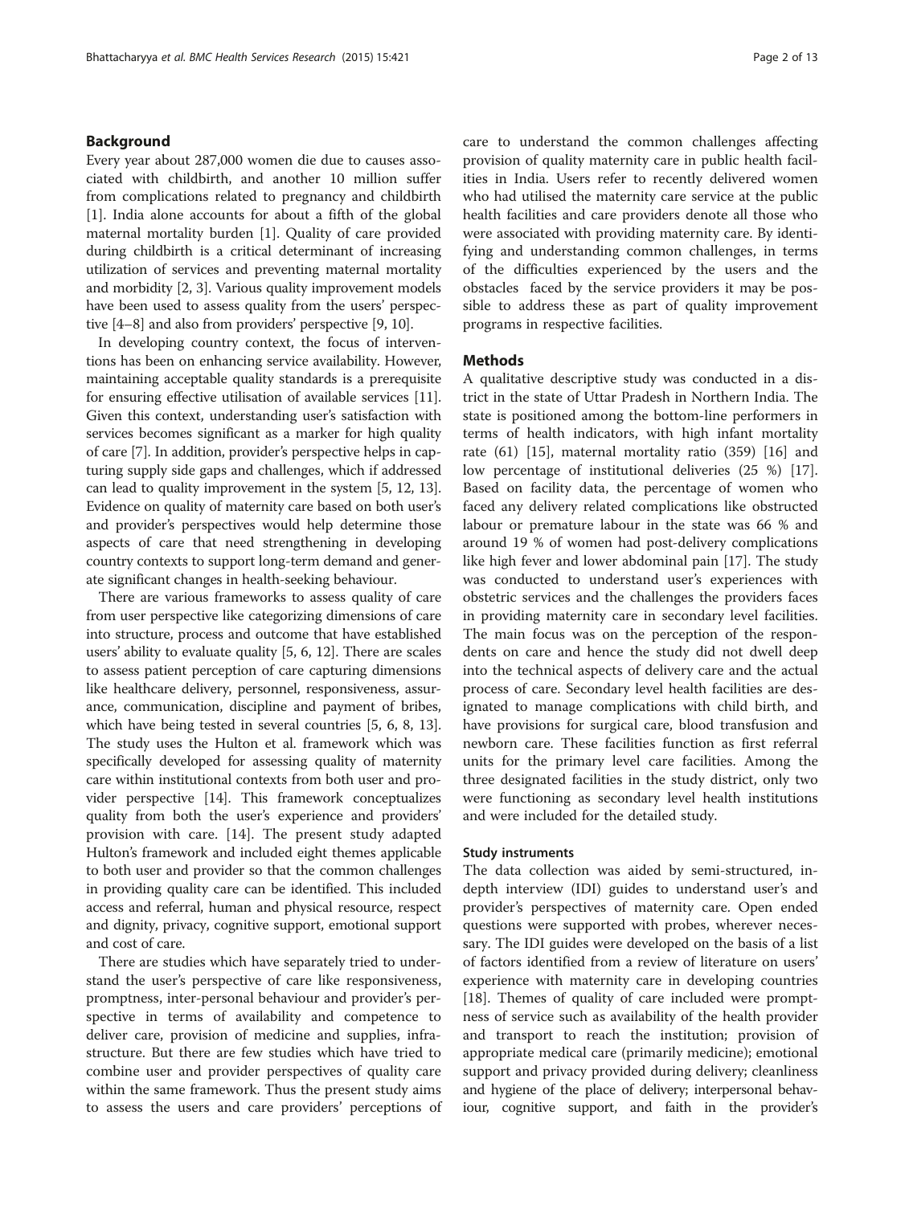## Background

Every year about 287,000 women die due to causes associated with childbirth, and another 10 million suffer from complications related to pregnancy and childbirth [1]. India alone accounts for about a fifth of the global maternal mortality burden [1]. Quality of care provided during childbirth is a critical determinant of increasing utilization of services and preventing maternal mortality and morbidity [2, 3]. Various quality improvement models have been used to assess quality from the users' perspective [4–8] and also from providers' perspective [9, 10].

In developing country context, the focus of interventions has been on enhancing service availability. However, maintaining acceptable quality standards is a prerequisite for ensuring effective utilisation of available services [11]. Given this context, understanding user's satisfaction with services becomes significant as a marker for high quality of care [7]. In addition, provider's perspective helps in capturing supply side gaps and challenges, which if addressed can lead to quality improvement in the system [5, 12, 13]. Evidence on quality of maternity care based on both user's and provider's perspectives would help determine those aspects of care that need strengthening in developing country contexts to support long-term demand and generate significant changes in health-seeking behaviour.

There are various frameworks to assess quality of care from user perspective like categorizing dimensions of care into structure, process and outcome that have established users' ability to evaluate quality [5, 6, 12]. There are scales to assess patient perception of care capturing dimensions like healthcare delivery, personnel, responsiveness, assurance, communication, discipline and payment of bribes, which have being tested in several countries [5, 6, 8, 13]. The study uses the Hulton et al. framework which was specifically developed for assessing quality of maternity care within institutional contexts from both user and provider perspective [14]. This framework conceptualizes quality from both the user's experience and providers' provision with care. [14]. The present study adapted Hulton's framework and included eight themes applicable to both user and provider so that the common challenges in providing quality care can be identified. This included access and referral, human and physical resource, respect and dignity, privacy, cognitive support, emotional support and cost of care.

There are studies which have separately tried to understand the user's perspective of care like responsiveness, promptness, inter-personal behaviour and provider's perspective in terms of availability and competence to deliver care, provision of medicine and supplies, infrastructure. But there are few studies which have tried to combine user and provider perspectives of quality care within the same framework. Thus the present study aims to assess the users and care providers' perceptions of care to understand the common challenges affecting provision of quality maternity care in public health facilities in India. Users refer to recently delivered women who had utilised the maternity care service at the public health facilities and care providers denote all those who were associated with providing maternity care. By identifying and understanding common challenges, in terms of the difficulties experienced by the users and the obstacles faced by the service providers it may be possible to address these as part of quality improvement programs in respective facilities.

## Methods

A qualitative descriptive study was conducted in a district in the state of Uttar Pradesh in Northern India. The state is positioned among the bottom-line performers in terms of health indicators, with high infant mortality rate (61) [15], maternal mortality ratio (359) [16] and low percentage of institutional deliveries (25 %) [17]. Based on facility data, the percentage of women who faced any delivery related complications like obstructed labour or premature labour in the state was 66 % and around 19 % of women had post-delivery complications like high fever and lower abdominal pain [17]. The study was conducted to understand user's experiences with obstetric services and the challenges the providers faces in providing maternity care in secondary level facilities. The main focus was on the perception of the respondents on care and hence the study did not dwell deep into the technical aspects of delivery care and the actual process of care. Secondary level health facilities are designated to manage complications with child birth, and have provisions for surgical care, blood transfusion and newborn care. These facilities function as first referral units for the primary level care facilities. Among the three designated facilities in the study district, only two were functioning as secondary level health institutions and were included for the detailed study.

### Study instruments

The data collection was aided by semi-structured, in-depth interview (IDI) guides to understand user's and provider's perspectives of maternity care. Open ended questions were supported with probes, wherever necessary. The IDI guides were developed on the basis of a list of factors identified from a review of literature on users' experience with maternity care in developing countries [18]. Themes of quality of care included were promptness of service such as availability of the health provider and transport to reach the institution; provision of appropriate medical care (primarily medicine); emotional support and privacy provided during delivery; cleanliness and hygiene of the place of delivery; interpersonal behaviour, cognitive support, and faith in the provider's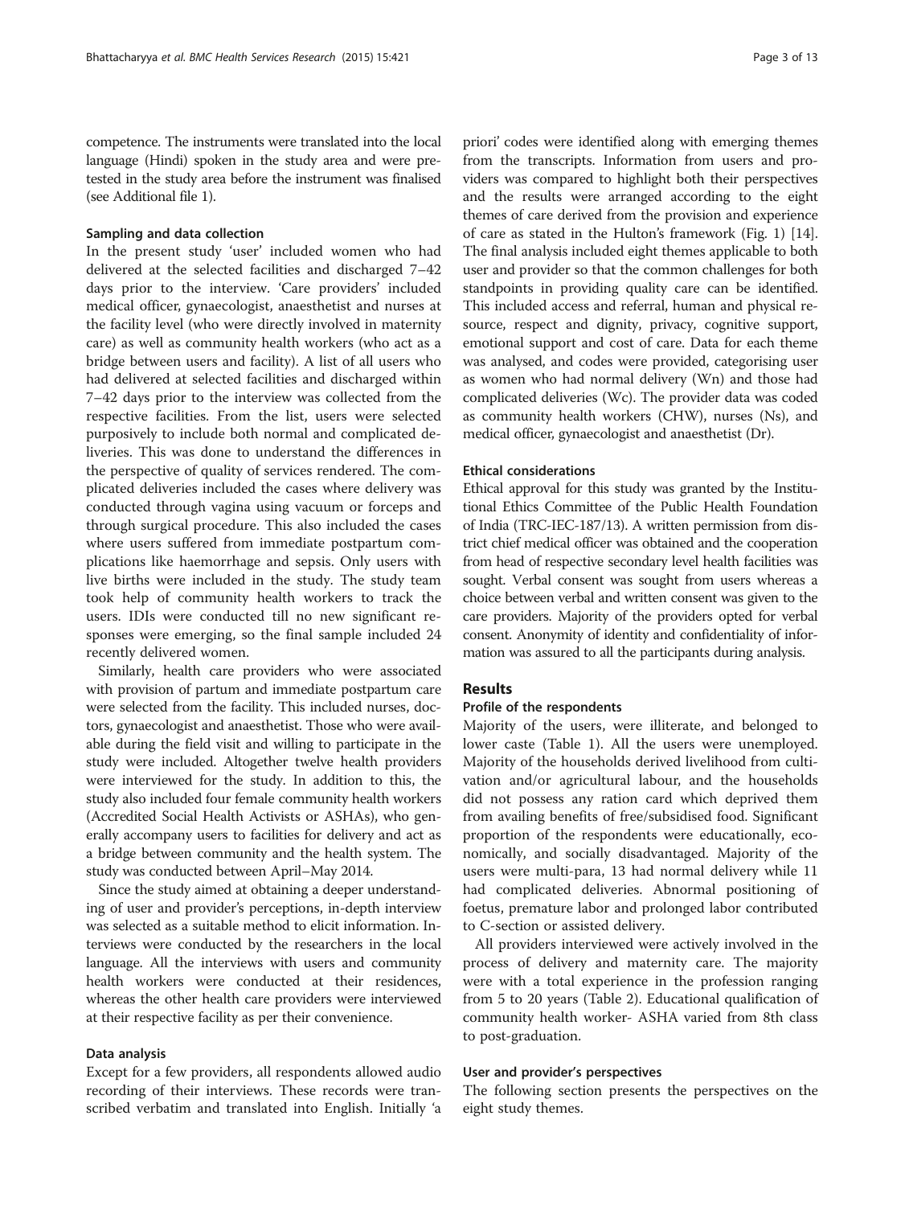competence. The instruments were translated into the local language (Hindi) spoken in the study area and were pretested in the study area before the instrument was finalised (see Additional file 1).

### Sampling and data collection

In the present study 'user' included women who had delivered at the selected facilities and discharged 7–42 days prior to the interview. 'Care providers' included medical officer, gynaecologist, anaesthetist and nurses at the facility level (who were directly involved in maternity care) as well as community health workers (who act as a bridge between users and facility). A list of all users who had delivered at selected facilities and discharged within 7–42 days prior to the interview was collected from the respective facilities. From the list, users were selected purposively to include both normal and complicated deliveries. This was done to understand the differences in the perspective of quality of services rendered. The complicated deliveries included the cases where delivery was conducted through vagina using vacuum or forceps and through surgical procedure. This also included the cases where users suffered from immediate postpartum complications like haemorrhage and sepsis. Only users with live births were included in the study. The study team took help of community health workers to track the users. IDIs were conducted till no new significant responses were emerging, so the final sample included 24 recently delivered women.

Similarly, health care providers who were associated with provision of partum and immediate postpartum care were selected from the facility. This included nurses, doctors, gynaecologist and anaesthetist. Those who were available during the field visit and willing to participate in the study were included. Altogether twelve health providers were interviewed for the study. In addition to this, the study also included four female community health workers (Accredited Social Health Activists or ASHAs), who generally accompany users to facilities for delivery and act as a bridge between community and the health system. The study was conducted between April–May 2014.

Since the study aimed at obtaining a deeper understanding of user and provider's perceptions, in-depth interview was selected as a suitable method to elicit information. Interviews were conducted by the researchers in the local language. All the interviews with users and community health workers were conducted at their residences, whereas the other health care providers were interviewed at their respective facility as per their convenience.

### Data analysis

Except for a few providers, all respondents allowed audio recording of their interviews. These records were transcribed verbatim and translated into English. Initially 'a priori' codes were identified along with emerging themes from the transcripts. Information from users and providers was compared to highlight both their perspectives and the results were arranged according to the eight themes of care derived from the provision and experience of care as stated in the Hulton's framework (Fig. 1) [14]. The final analysis included eight themes applicable to both user and provider so that the common challenges for both standpoints in providing quality care can be identified. This included access and referral, human and physical resource, respect and dignity, privacy, cognitive support, emotional support and cost of care. Data for each theme was analysed, and codes were provided, categorising user as women who had normal delivery (Wn) and those had complicated deliveries (Wc). The provider data was coded as community health workers (CHW), nurses (Ns), and medical officer, gynaecologist and anaesthetist (Dr).

### Ethical considerations

Ethical approval for this study was granted by the Institutional Ethics Committee of the Public Health Foundation of India (TRC-IEC-187/13). A written permission from district chief medical officer was obtained and the cooperation from head of respective secondary level health facilities was sought. Verbal consent was sought from users whereas a choice between verbal and written consent was given to the care providers. Majority of the providers opted for verbal consent. Anonymity of identity and confidentiality of information was assured to all the participants during analysis.

## Results

### Profile of the respondents

Majority of the users, were illiterate, and belonged to lower caste (Table 1). All the users were unemployed. Majority of the households derived livelihood from cultivation and/or agricultural labour, and the households did not possess any ration card which deprived them from availing benefits of free/subsidised food. Significant proportion of the respondents were educationally, economically, and socially disadvantaged. Majority of the users were multi-para, 13 had normal delivery while 11 had complicated deliveries. Abnormal positioning of foetus, premature labor and prolonged labor contributed to C-section or assisted delivery.

All providers interviewed were actively involved in the process of delivery and maternity care. The majority were with a total experience in the profession ranging from 5 to 20 years (Table 2). Educational qualification of community health worker- ASHA varied from 8th class to post-graduation.

### User and provider's perspectives

The following section presents the perspectives on the eight study themes.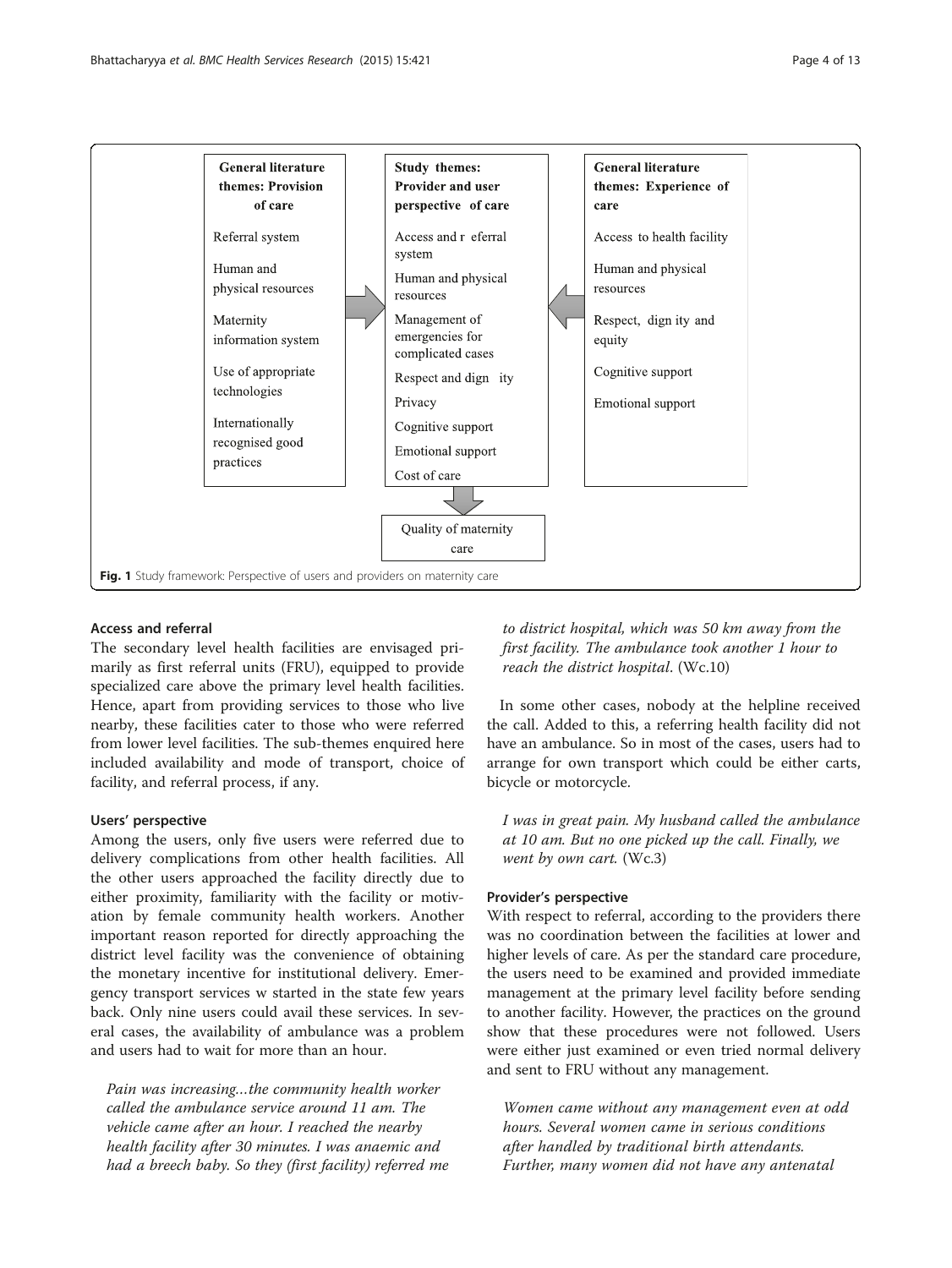| General literature themes: Provision of care | Study themes: Provider and user perspective of care | General literature themes: Experience of care |
| --- | --- | --- |
| Referral system | Access and referral system | Access to health facility |
| Human and physical resources | Human and physical resources | Human and physical resources |
| Maternity information system | Management of emergencies for complicated cases | Respect, dignity and equity |
| Use of appropriate technologies | Respect and dignity | Cognitive support |
| Internationally recognised good practices | Privacy | Emotional support |
| | Cognitive support | |
| | Emotional support | |
| | Cost of care | |

→ Quality of maternity care

**Fig. 1** Study framework: Perspective of users and providers on maternity care

### Access and referral

The secondary level health facilities are envisaged primarily as first referral units (FRU), equipped to provide specialized care above the primary level health facilities. Hence, apart from providing services to those who live nearby, these facilities cater to those who were referred from lower level facilities. The sub-themes enquired here included availability and mode of transport, choice of facility, and referral process, if any.

#### Users' perspective

Among the users, only five users were referred due to delivery complications from other health facilities. All the other users approached the facility directly due to either proximity, familiarity with the facility or motivation by female community health workers. Another important reason reported for directly approaching the district level facility was the convenience of obtaining the monetary incentive for institutional delivery. Emergency transport services w started in the state few years back. Only nine users could avail these services. In several cases, the availability of ambulance was a problem and users had to wait for more than an hour.

> *Pain was increasing…the community health worker called the ambulance service around 11 am. The vehicle came after an hour. I reached the nearby health facility after 30 minutes. I was anaemic and had a breech baby. So they (first facility) referred me to district hospital, which was 50 km away from the first facility. The ambulance took another 1 hour to reach the district hospital*. (Wc.10)

In some other cases, nobody at the helpline received the call. Added to this, a referring health facility did not have an ambulance. So in most of the cases, users had to arrange for own transport which could be either carts, bicycle or motorcycle.

> *I was in great pain. My husband called the ambulance at 10 am. But no one picked up the call. Finally, we went by own cart.* (Wc.3)

#### Provider's perspective

With respect to referral, according to the providers there was no coordination between the facilities at lower and higher levels of care. As per the standard care procedure, the users need to be examined and provided immediate management at the primary level facility before sending to another facility. However, the practices on the ground show that these procedures were not followed. Users were either just examined or even tried normal delivery and sent to FRU without any management.

> *Women came without any management even at odd hours. Several women came in serious conditions after handled by traditional birth attendants. Further, many women did not have any antenatal*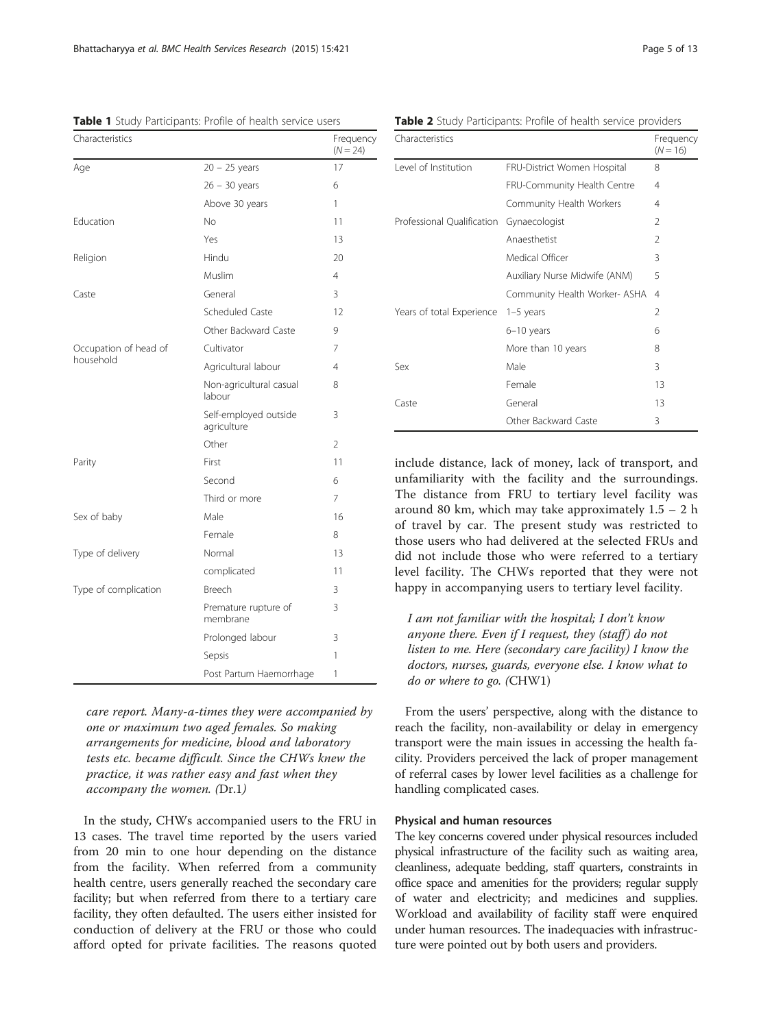**Table 1** Study Participants: Profile of health service users

| Characteristics | | Frequency (N = 24) |
|---|---|---|
| Age | 20 – 25 years | 17 |
| | 26 – 30 years | 6 |
| | Above 30 years | 1 |
| Education | No | 11 |
| | Yes | 13 |
| Religion | Hindu | 20 |
| | Muslim | 4 |
| Caste | General | 3 |
| | Scheduled Caste | 12 |
| | Other Backward Caste | 9 |
| Occupation of head of household | Cultivator | 7 |
| | Agricultural labour | 4 |
| | Non-agricultural casual labour | 8 |
| | Self-employed outside agriculture | 3 |
| | Other | 2 |
| Parity | First | 11 |
| | Second | 6 |
| | Third or more | 7 |
| Sex of baby | Male | 16 |
| | Female | 8 |
| Type of delivery | Normal | 13 |
| | complicated | 11 |
| Type of complication | Breech | 3 |
| | Premature rupture of membrane | 3 |
| | Prolonged labour | 3 |
| | Sepsis | 1 |
| | Post Partum Haemorrhage | 1 |

*care report. Many-a-times they were accompanied by one or maximum two aged females. So making arrangements for medicine, blood and laboratory tests etc. became difficult. Since the CHWs knew the practice, it was rather easy and fast when they accompany the women. (*Dr.1*)*

In the study, CHWs accompanied users to the FRU in 13 cases. The travel time reported by the users varied from 20 min to one hour depending on the distance from the facility. When referred from a community health centre, users generally reached the secondary care facility; but when referred from there to a tertiary care facility, they often defaulted. The users either insisted for conduction of delivery at the FRU or those who could afford opted for private facilities. The reasons quoted include distance, lack of money, lack of transport, and unfamiliarity with the facility and the surroundings. The distance from FRU to tertiary level facility was around 80 km, which may take approximately 1.5 – 2 h of travel by car. The present study was restricted to those users who had delivered at the selected FRUs and did not include those who were referred to a tertiary level facility. The CHWs reported that they were not happy in accompanying users to tertiary level facility.

**Table 2** Study Participants: Profile of health service providers

| Characteristics | | Frequency (N = 16) |
|---|---|---|
| Level of Institution | FRU-District Women Hospital | 8 |
| | FRU-Community Health Centre | 4 |
| | Community Health Workers | 4 |
| Professional Qualification | Gynaecologist | 2 |
| | Anaesthetist | 2 |
| | Medical Officer | 3 |
| | Auxiliary Nurse Midwife (ANM) | 5 |
| | Community Health Worker- ASHA | 4 |
| Years of total Experience | 1–5 years | 2 |
| | 6–10 years | 6 |
| | More than 10 years | 8 |
| Sex | Male | 3 |
| | Female | 13 |
| Caste | General | 13 |
| | Other Backward Caste | 3 |

*I am not familiar with the hospital; I don't know anyone there. Even if I request, they (staff) do not listen to me. Here (secondary care facility) I know the doctors, nurses, guards, everyone else. I know what to do or where to go. (*CHW1*)*

From the users' perspective, along with the distance to reach the facility, non-availability or delay in emergency transport were the main issues in accessing the health facility. Providers perceived the lack of proper management of referral cases by lower level facilities as a challenge for handling complicated cases.

#### Physical and human resources

The key concerns covered under physical resources included physical infrastructure of the facility such as waiting area, cleanliness, adequate bedding, staff quarters, constraints in office space and amenities for the providers; regular supply of water and electricity; and medicines and supplies. Workload and availability of facility staff were enquired under human resources. The inadequacies with infrastructure were pointed out by both users and providers.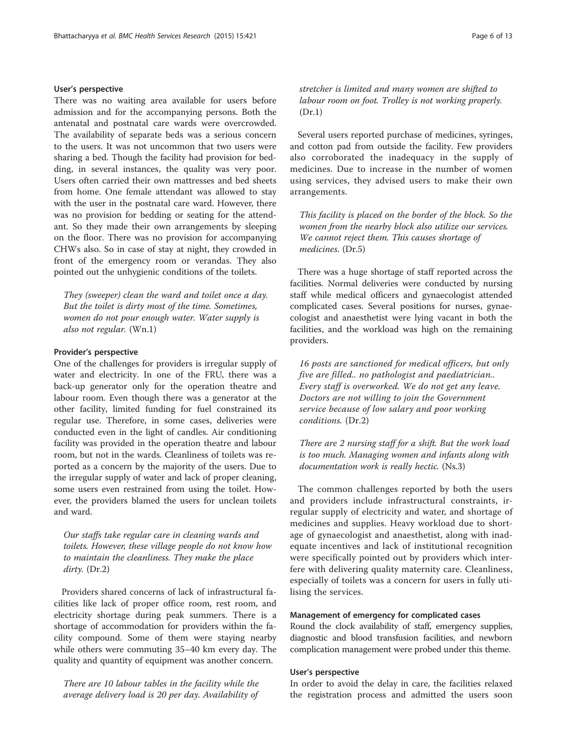#### User's perspective

There was no waiting area available for users before admission and for the accompanying persons. Both the antenatal and postnatal care wards were overcrowded. The availability of separate beds was a serious concern to the users. It was not uncommon that two users were sharing a bed. Though the facility had provision for bedding, in several instances, the quality was very poor. Users often carried their own mattresses and bed sheets from home. One female attendant was allowed to stay with the user in the postnatal care ward. However, there was no provision for bedding or seating for the attendant. So they made their own arrangements by sleeping on the floor. There was no provision for accompanying CHWs also. So in case of stay at night, they crowded in front of the emergency room or verandas. They also pointed out the unhygienic conditions of the toilets.

> *They (sweeper) clean the ward and toilet once a day. But the toilet is dirty most of the time. Sometimes, women do not pour enough water. Water supply is also not regular.* (Wn.1)

#### Provider's perspective

One of the challenges for providers is irregular supply of water and electricity. In one of the FRU, there was a back-up generator only for the operation theatre and labour room. Even though there was a generator at the other facility, limited funding for fuel constrained its regular use. Therefore, in some cases, deliveries were conducted even in the light of candles. Air conditioning facility was provided in the operation theatre and labour room, but not in the wards. Cleanliness of toilets was reported as a concern by the majority of the users. Due to the irregular supply of water and lack of proper cleaning, some users even restrained from using the toilet. However, the providers blamed the users for unclean toilets and ward.

> *Our staffs take regular care in cleaning wards and toilets. However, these village people do not know how to maintain the cleanliness. They make the place dirty.* (Dr.2)

Providers shared concerns of lack of infrastructural facilities like lack of proper office room, rest room, and electricity shortage during peak summers. There is a shortage of accommodation for providers within the facility compound. Some of them were staying nearby while others were commuting 35–40 km every day. The quality and quantity of equipment was another concern.

> *There are 10 labour tables in the facility while the average delivery load is 20 per day. Availability of stretcher is limited and many women are shifted to labour room on foot. Trolley is not working properly.* (Dr.1)

Several users reported purchase of medicines, syringes, and cotton pad from outside the facility. Few providers also corroborated the inadequacy in the supply of medicines. Due to increase in the number of women using services, they advised users to make their own arrangements.

> *This facility is placed on the border of the block. So the women from the nearby block also utilize our services. We cannot reject them. This causes shortage of medicines.* (Dr.5)

There was a huge shortage of staff reported across the facilities. Normal deliveries were conducted by nursing staff while medical officers and gynaecologist attended complicated cases. Several positions for nurses, gynaecologist and anaesthetist were lying vacant in both the facilities, and the workload was high on the remaining providers.

> *16 posts are sanctioned for medical officers, but only five are filled.. no pathologist and paediatrician.. Every staff is overworked. We do not get any leave. Doctors are not willing to join the Government service because of low salary and poor working conditions.* (Dr.2)

> *There are 2 nursing staff for a shift. But the work load is too much. Managing women and infants along with documentation work is really hectic.* (Ns.3)

The common challenges reported by both the users and providers include infrastructural constraints, irregular supply of electricity and water, and shortage of medicines and supplies. Heavy workload due to shortage of gynaecologist and anaesthetist, along with inadequate incentives and lack of institutional recognition were specifically pointed out by providers which interfere with delivering quality maternity care. Cleanliness, especially of toilets was a concern for users in fully utilising the services.

### Management of emergency for complicated cases

Round the clock availability of staff, emergency supplies, diagnostic and blood transfusion facilities, and newborn complication management were probed under this theme.

#### User's perspective

In order to avoid the delay in care, the facilities relaxed the registration process and admitted the users soon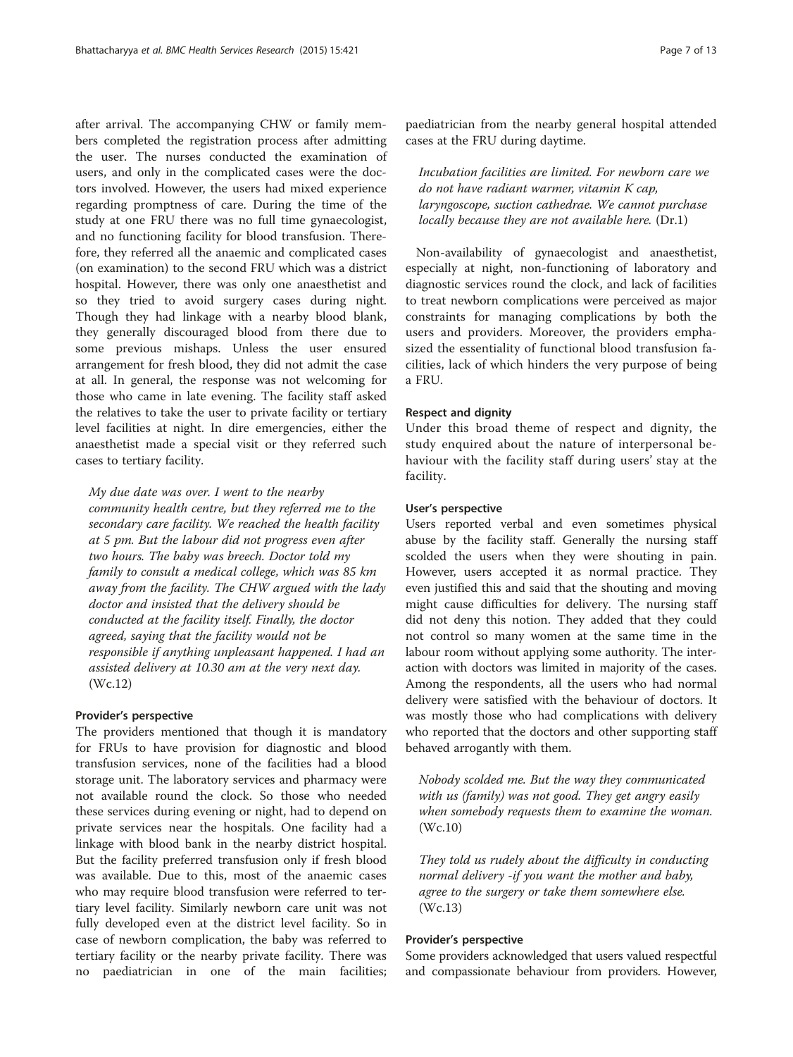after arrival. The accompanying CHW or family members completed the registration process after admitting the user. The nurses conducted the examination of users, and only in the complicated cases were the doctors involved. However, the users had mixed experience regarding promptness of care. During the time of the study at one FRU there was no full time gynaecologist, and no functioning facility for blood transfusion. Therefore, they referred all the anaemic and complicated cases (on examination) to the second FRU which was a district hospital. However, there was only one anaesthetist and so they tried to avoid surgery cases during night. Though they had linkage with a nearby blood blank, they generally discouraged blood from there due to some previous mishaps. Unless the user ensured arrangement for fresh blood, they did not admit the case at all. In general, the response was not welcoming for those who came in late evening. The facility staff asked the relatives to take the user to private facility or tertiary level facilities at night. In dire emergencies, either the anaesthetist made a special visit or they referred such cases to tertiary facility.

> *My due date was over. I went to the nearby community health centre, but they referred me to the secondary care facility. We reached the health facility at 5 pm. But the labour did not progress even after two hours. The baby was breech. Doctor told my family to consult a medical college, which was 85 km away from the facility. The CHW argued with the lady doctor and insisted that the delivery should be conducted at the facility itself. Finally, the doctor agreed, saying that the facility would not be responsible if anything unpleasant happened. I had an assisted delivery at 10.30 am at the very next day.* (Wc.12)

#### Provider's perspective

The providers mentioned that though it is mandatory for FRUs to have provision for diagnostic and blood transfusion services, none of the facilities had a blood storage unit. The laboratory services and pharmacy were not available round the clock. So those who needed these services during evening or night, had to depend on private services near the hospitals. One facility had a linkage with blood bank in the nearby district hospital. But the facility preferred transfusion only if fresh blood was available. Due to this, most of the anaemic cases who may require blood transfusion were referred to tertiary level facility. Similarly newborn care unit was not fully developed even at the district level facility. So in case of newborn complication, the baby was referred to tertiary facility or the nearby private facility. There was no paediatrician in one of the main facilities; paediatrician from the nearby general hospital attended cases at the FRU during daytime.

> *Incubation facilities are limited. For newborn care we do not have radiant warmer, vitamin K cap, laryngoscope, suction cathedrae. We cannot purchase locally because they are not available here.* (Dr.1)

Non-availability of gynaecologist and anaesthetist, especially at night, non-functioning of laboratory and diagnostic services round the clock, and lack of facilities to treat newborn complications were perceived as major constraints for managing complications by both the users and providers. Moreover, the providers emphasized the essentiality of functional blood transfusion facilities, lack of which hinders the very purpose of being a FRU.

### Respect and dignity

Under this broad theme of respect and dignity, the study enquired about the nature of interpersonal behaviour with the facility staff during users' stay at the facility.

#### User's perspective

Users reported verbal and even sometimes physical abuse by the facility staff. Generally the nursing staff scolded the users when they were shouting in pain. However, users accepted it as normal practice. They even justified this and said that the shouting and moving might cause difficulties for delivery. The nursing staff did not deny this notion. They added that they could not control so many women at the same time in the labour room without applying some authority. The interaction with doctors was limited in majority of the cases. Among the respondents, all the users who had normal delivery were satisfied with the behaviour of doctors. It was mostly those who had complications with delivery who reported that the doctors and other supporting staff behaved arrogantly with them.

> *Nobody scolded me. But the way they communicated with us (family) was not good. They get angry easily when somebody requests them to examine the woman.* (Wc.10)

> *They told us rudely about the difficulty in conducting normal delivery -if you want the mother and baby, agree to the surgery or take them somewhere else.* (Wc.13)

#### Provider's perspective

Some providers acknowledged that users valued respectful and compassionate behaviour from providers. However,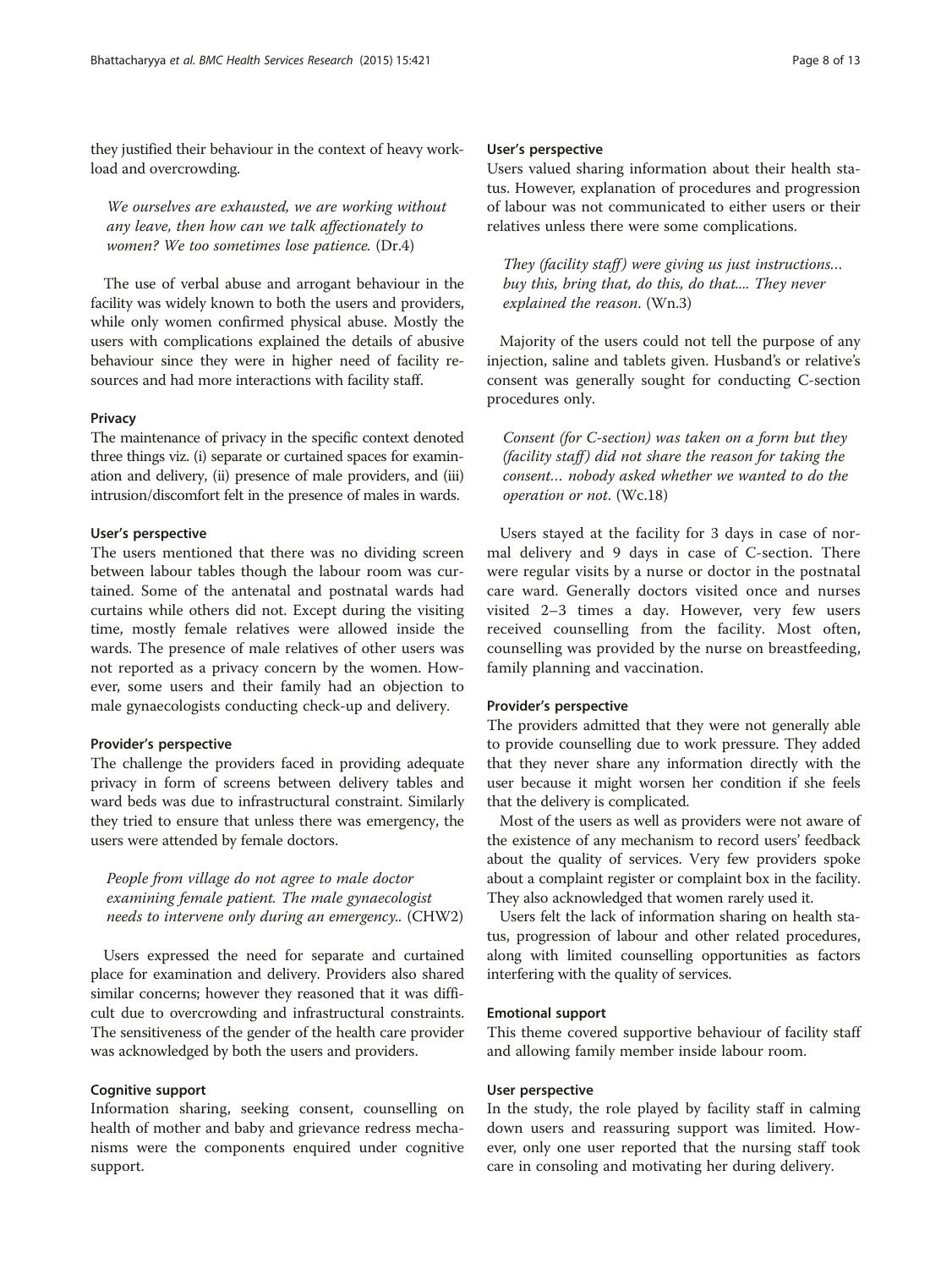they justified their behaviour in the context of heavy workload and overcrowding.

> *We ourselves are exhausted, we are working without any leave, then how can we talk affectionately to women? We too sometimes lose patience.* (Dr.4)

The use of verbal abuse and arrogant behaviour in the facility was widely known to both the users and providers, while only women confirmed physical abuse. Mostly the users with complications explained the details of abusive behaviour since they were in higher need of facility resources and had more interactions with facility staff.

### Privacy

The maintenance of privacy in the specific context denoted three things viz. (i) separate or curtained spaces for examination and delivery, (ii) presence of male providers, and (iii) intrusion/discomfort felt in the presence of males in wards.

#### User's perspective

The users mentioned that there was no dividing screen between labour tables though the labour room was curtained. Some of the antenatal and postnatal wards had curtains while others did not. Except during the visiting time, mostly female relatives were allowed inside the wards. The presence of male relatives of other users was not reported as a privacy concern by the women. However, some users and their family had an objection to male gynaecologists conducting check-up and delivery.

#### Provider's perspective

The challenge the providers faced in providing adequate privacy in form of screens between delivery tables and ward beds was due to infrastructural constraint. Similarly they tried to ensure that unless there was emergency, the users were attended by female doctors.

> *People from village do not agree to male doctor examining female patient. The male gynaecologist needs to intervene only during an emergency..* (CHW2)

Users expressed the need for separate and curtained place for examination and delivery. Providers also shared similar concerns; however they reasoned that it was difficult due to overcrowding and infrastructural constraints. The sensitiveness of the gender of the health care provider was acknowledged by both the users and providers.

### Cognitive support

Information sharing, seeking consent, counselling on health of mother and baby and grievance redress mechanisms were the components enquired under cognitive support.

#### User's perspective

Users valued sharing information about their health status. However, explanation of procedures and progression of labour was not communicated to either users or their relatives unless there were some complications.

> *They (facility staff) were giving us just instructions… buy this, bring that, do this, do that.... They never explained the reason.* (Wn.3)

Majority of the users could not tell the purpose of any injection, saline and tablets given. Husband's or relative's consent was generally sought for conducting C-section procedures only.

> *Consent (for C-section) was taken on a form but they (facility staff) did not share the reason for taking the consent… nobody asked whether we wanted to do the operation or not.* (Wc.18)

Users stayed at the facility for 3 days in case of normal delivery and 9 days in case of C-section. There were regular visits by a nurse or doctor in the postnatal care ward. Generally doctors visited once and nurses visited 2–3 times a day. However, very few users received counselling from the facility. Most often, counselling was provided by the nurse on breastfeeding, family planning and vaccination.

#### Provider's perspective

The providers admitted that they were not generally able to provide counselling due to work pressure. They added that they never share any information directly with the user because it might worsen her condition if she feels that the delivery is complicated.

Most of the users as well as providers were not aware of the existence of any mechanism to record users' feedback about the quality of services. Very few providers spoke about a complaint register or complaint box in the facility. They also acknowledged that women rarely used it.

Users felt the lack of information sharing on health status, progression of labour and other related procedures, along with limited counselling opportunities as factors interfering with the quality of services.

### Emotional support

This theme covered supportive behaviour of facility staff and allowing family member inside labour room.

#### User perspective

In the study, the role played by facility staff in calming down users and reassuring support was limited. However, only one user reported that the nursing staff took care in consoling and motivating her during delivery.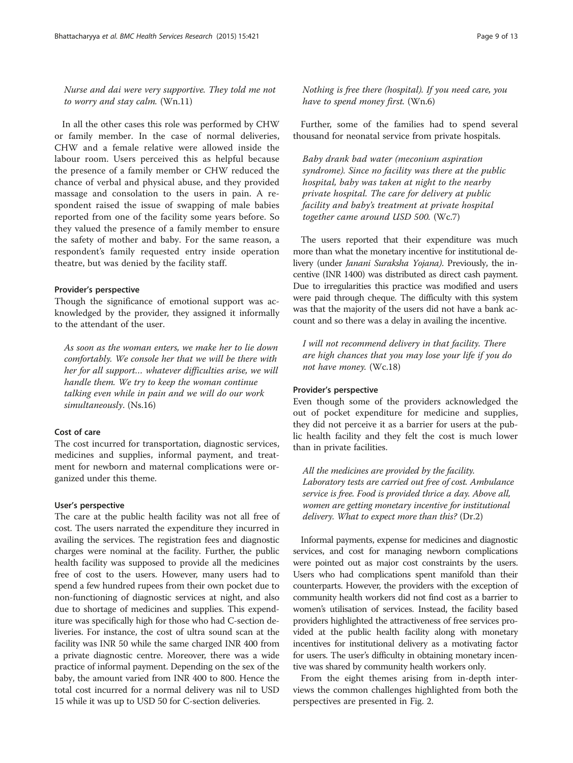*Nurse and dai were very supportive. They told me not to worry and stay calm.* (Wn.11)

In all the other cases this role was performed by CHW or family member. In the case of normal deliveries, CHW and a female relative were allowed inside the labour room. Users perceived this as helpful because the presence of a family member or CHW reduced the chance of verbal and physical abuse, and they provided massage and consolation to the users in pain. A respondent raised the issue of swapping of male babies reported from one of the facility some years before. So they valued the presence of a family member to ensure the safety of mother and baby. For the same reason, a respondent's family requested entry inside operation theatre, but was denied by the facility staff.

#### Provider's perspective

Though the significance of emotional support was acknowledged by the provider, they assigned it informally to the attendant of the user.

*As soon as the woman enters, we make her to lie down comfortably. We console her that we will be there with her for all support… whatever difficulties arise, we will handle them. We try to keep the woman continue talking even while in pain and we will do our work simultaneously*. (Ns.16)

### Cost of care

The cost incurred for transportation, diagnostic services, medicines and supplies, informal payment, and treatment for newborn and maternal complications were organized under this theme.

#### User's perspective

The care at the public health facility was not all free of cost. The users narrated the expenditure they incurred in availing the services. The registration fees and diagnostic charges were nominal at the facility. Further, the public health facility was supposed to provide all the medicines free of cost to the users. However, many users had to spend a few hundred rupees from their own pocket due to non-functioning of diagnostic services at night, and also due to shortage of medicines and supplies. This expenditure was specifically high for those who had C-section deliveries. For instance, the cost of ultra sound scan at the facility was INR 50 while the same charged INR 400 from a private diagnostic centre. Moreover, there was a wide practice of informal payment. Depending on the sex of the baby, the amount varied from INR 400 to 800. Hence the total cost incurred for a normal delivery was nil to USD 15 while it was up to USD 50 for C-section deliveries.

*Nothing is free there (hospital). If you need care, you have to spend money first.* (Wn.6)

Further, some of the families had to spend several thousand for neonatal service from private hospitals.

*Baby drank bad water (meconium aspiration syndrome). Since no facility was there at the public hospital, baby was taken at night to the nearby private hospital. The care for delivery at public facility and baby's treatment at private hospital together came around USD 500.* (Wc.7)

The users reported that their expenditure was much more than what the monetary incentive for institutional delivery (under *Janani Suraksha Yojana)*. Previously, the incentive (INR 1400) was distributed as direct cash payment. Due to irregularities this practice was modified and users were paid through cheque. The difficulty with this system was that the majority of the users did not have a bank account and so there was a delay in availing the incentive.

*I will not recommend delivery in that facility. There are high chances that you may lose your life if you do not have money.* (Wc.18)

#### Provider's perspective

Even though some of the providers acknowledged the out of pocket expenditure for medicine and supplies, they did not perceive it as a barrier for users at the public health facility and they felt the cost is much lower than in private facilities.

*All the medicines are provided by the facility. Laboratory tests are carried out free of cost. Ambulance service is free. Food is provided thrice a day. Above all, women are getting monetary incentive for institutional delivery. What to expect more than this?* (Dr.2)

Informal payments, expense for medicines and diagnostic services, and cost for managing newborn complications were pointed out as major cost constraints by the users. Users who had complications spent manifold than their counterparts. However, the providers with the exception of community health workers did not find cost as a barrier to women's utilisation of services. Instead, the facility based providers highlighted the attractiveness of free services provided at the public health facility along with monetary incentives for institutional delivery as a motivating factor for users. The user's difficulty in obtaining monetary incentive was shared by community health workers only.

From the eight themes arising from in-depth interviews the common challenges highlighted from both the perspectives are presented in Fig. 2.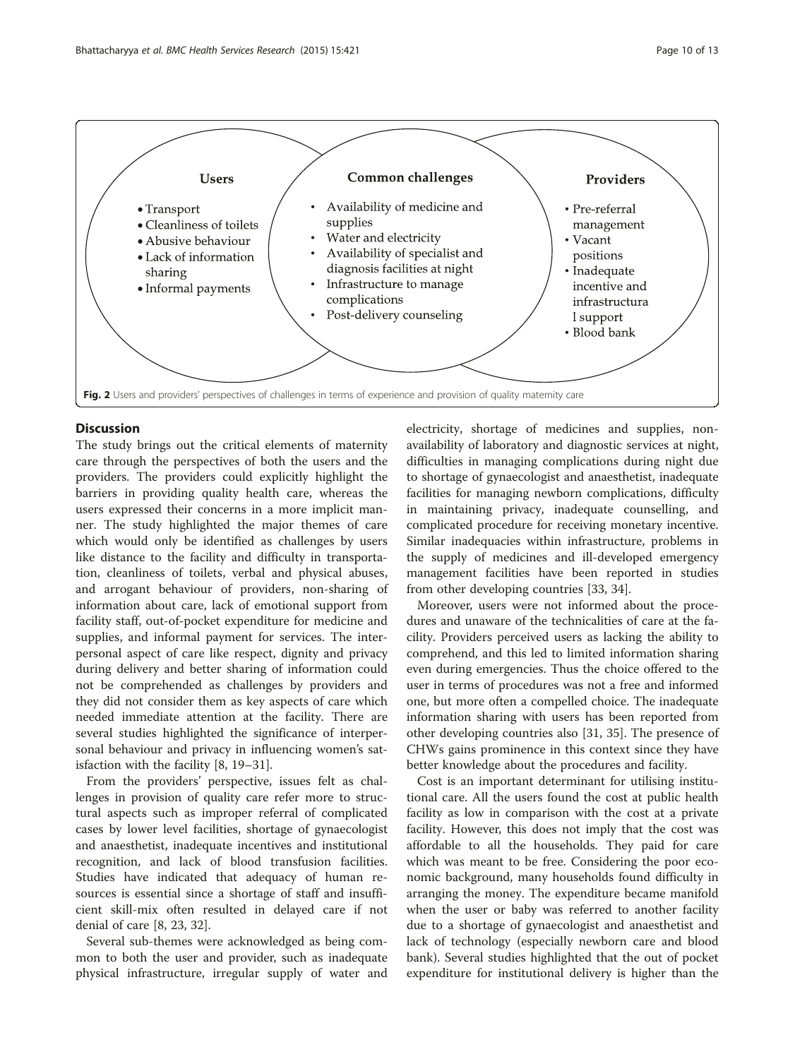**Users**

- Transport
- Cleanliness of toilets
- Abusive behaviour
- Lack of information sharing
- Informal payments

**Common challenges**

- Availability of medicine and supplies
- Water and electricity
- Availability of specialist and diagnosis facilities at night
- Infrastructure to manage complications
- Post-delivery counseling

**Providers**

- Pre-referral management
- Vacant positions
- Inadequate incentive and infrastructural support
- Blood bank

**Fig. 2** Users and providers' perspectives of challenges in terms of experience and provision of quality maternity care

## Discussion

The study brings out the critical elements of maternity care through the perspectives of both the users and the providers. The providers could explicitly highlight the barriers in providing quality health care, whereas the users expressed their concerns in a more implicit manner. The study highlighted the major themes of care which would only be identified as challenges by users like distance to the facility and difficulty in transportation, cleanliness of toilets, verbal and physical abuses, and arrogant behaviour of providers, non-sharing of information about care, lack of emotional support from facility staff, out-of-pocket expenditure for medicine and supplies, and informal payment for services. The interpersonal aspect of care like respect, dignity and privacy during delivery and better sharing of information could not be comprehended as challenges by providers and they did not consider them as key aspects of care which needed immediate attention at the facility. There are several studies highlighted the significance of interpersonal behaviour and privacy in influencing women's satisfaction with the facility [8, 19–31].

From the providers' perspective, issues felt as challenges in provision of quality care refer more to structural aspects such as improper referral of complicated cases by lower level facilities, shortage of gynaecologist and anaesthetist, inadequate incentives and institutional recognition, and lack of blood transfusion facilities. Studies have indicated that adequacy of human resources is essential since a shortage of staff and insufficient skill-mix often resulted in delayed care if not denial of care [8, 23, 32].

Several sub-themes were acknowledged as being common to both the user and provider, such as inadequate physical infrastructure, irregular supply of water and electricity, shortage of medicines and supplies, non-availability of laboratory and diagnostic services at night, difficulties in managing complications during night due to shortage of gynaecologist and anaesthetist, inadequate facilities for managing newborn complications, difficulty in maintaining privacy, inadequate counselling, and complicated procedure for receiving monetary incentive. Similar inadequacies within infrastructure, problems in the supply of medicines and ill-developed emergency management facilities have been reported in studies from other developing countries [33, 34].

Moreover, users were not informed about the procedures and unaware of the technicalities of care at the facility. Providers perceived users as lacking the ability to comprehend, and this led to limited information sharing even during emergencies. Thus the choice offered to the user in terms of procedures was not a free and informed one, but more often a compelled choice. The inadequate information sharing with users has been reported from other developing countries also [31, 35]. The presence of CHWs gains prominence in this context since they have better knowledge about the procedures and facility.

Cost is an important determinant for utilising institutional care. All the users found the cost at public health facility as low in comparison with the cost at a private facility. However, this does not imply that the cost was affordable to all the households. They paid for care which was meant to be free. Considering the poor economic background, many households found difficulty in arranging the money. The expenditure became manifold when the user or baby was referred to another facility due to a shortage of gynaecologist and anaesthetist and lack of technology (especially newborn care and blood bank). Several studies highlighted that the out of pocket expenditure for institutional delivery is higher than the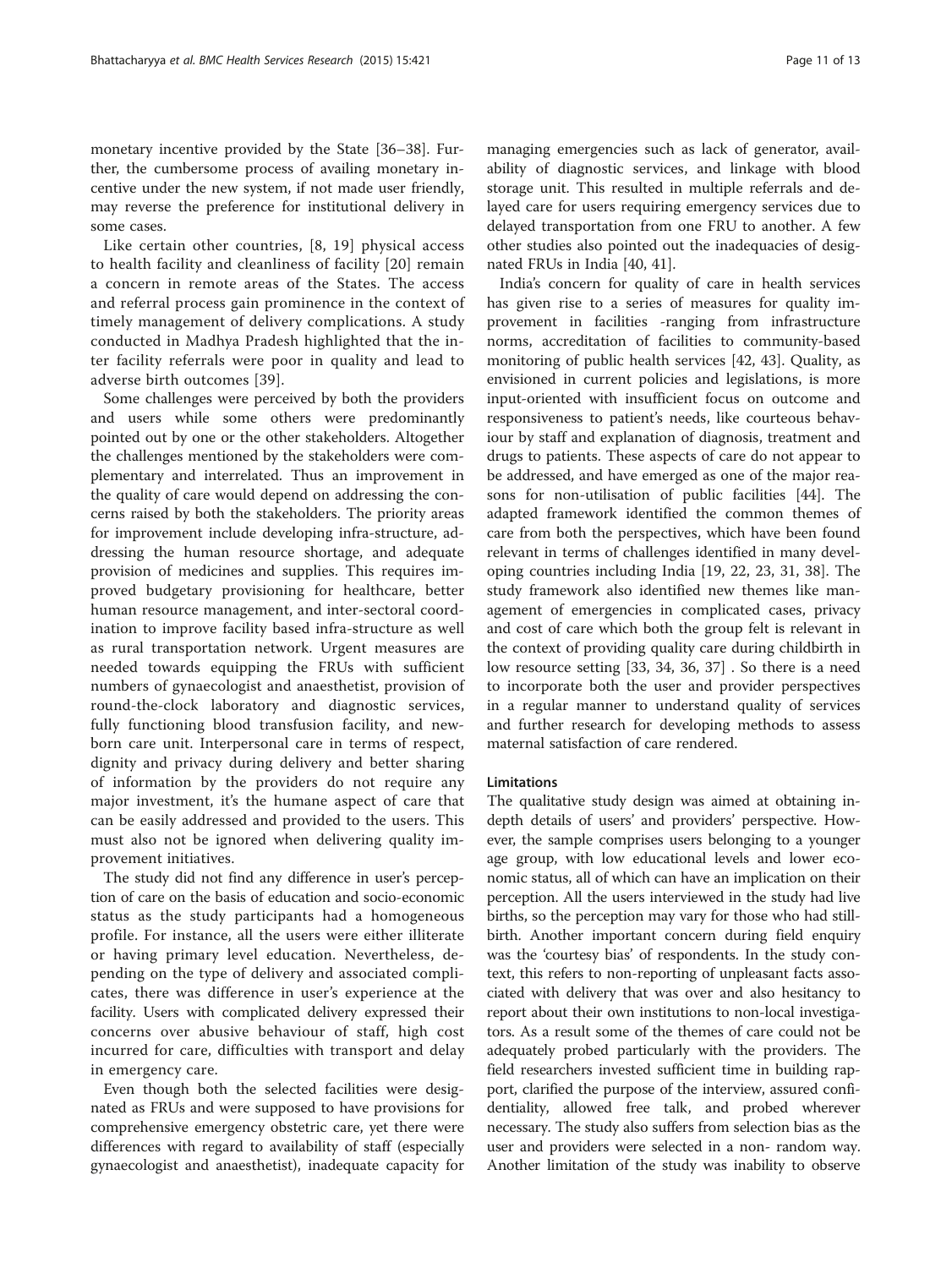monetary incentive provided by the State [36–38]. Further, the cumbersome process of availing monetary incentive under the new system, if not made user friendly, may reverse the preference for institutional delivery in some cases.

Like certain other countries, [8, 19] physical access to health facility and cleanliness of facility [20] remain a concern in remote areas of the States. The access and referral process gain prominence in the context of timely management of delivery complications. A study conducted in Madhya Pradesh highlighted that the inter facility referrals were poor in quality and lead to adverse birth outcomes [39].

Some challenges were perceived by both the providers and users while some others were predominantly pointed out by one or the other stakeholders. Altogether the challenges mentioned by the stakeholders were complementary and interrelated. Thus an improvement in the quality of care would depend on addressing the concerns raised by both the stakeholders. The priority areas for improvement include developing infra-structure, addressing the human resource shortage, and adequate provision of medicines and supplies. This requires improved budgetary provisioning for healthcare, better human resource management, and inter-sectoral coordination to improve facility based infra-structure as well as rural transportation network. Urgent measures are needed towards equipping the FRUs with sufficient numbers of gynaecologist and anaesthetist, provision of round-the-clock laboratory and diagnostic services, fully functioning blood transfusion facility, and newborn care unit. Interpersonal care in terms of respect, dignity and privacy during delivery and better sharing of information by the providers do not require any major investment, it's the humane aspect of care that can be easily addressed and provided to the users. This must also not be ignored when delivering quality improvement initiatives.

The study did not find any difference in user's perception of care on the basis of education and socio-economic status as the study participants had a homogeneous profile. For instance, all the users were either illiterate or having primary level education. Nevertheless, depending on the type of delivery and associated complicates, there was difference in user's experience at the facility. Users with complicated delivery expressed their concerns over abusive behaviour of staff, high cost incurred for care, difficulties with transport and delay in emergency care.

Even though both the selected facilities were designated as FRUs and were supposed to have provisions for comprehensive emergency obstetric care, yet there were differences with regard to availability of staff (especially gynaecologist and anaesthetist), inadequate capacity for managing emergencies such as lack of generator, availability of diagnostic services, and linkage with blood storage unit. This resulted in multiple referrals and delayed care for users requiring emergency services due to delayed transportation from one FRU to another. A few other studies also pointed out the inadequacies of designated FRUs in India [40, 41].

India's concern for quality of care in health services has given rise to a series of measures for quality improvement in facilities -ranging from infrastructure norms, accreditation of facilities to community-based monitoring of public health services [42, 43]. Quality, as envisioned in current policies and legislations, is more input-oriented with insufficient focus on outcome and responsiveness to patient's needs, like courteous behaviour by staff and explanation of diagnosis, treatment and drugs to patients. These aspects of care do not appear to be addressed, and have emerged as one of the major reasons for non-utilisation of public facilities [44]. The adapted framework identified the common themes of care from both the perspectives, which have been found relevant in terms of challenges identified in many developing countries including India [19, 22, 23, 31, 38]. The study framework also identified new themes like management of emergencies in complicated cases, privacy and cost of care which both the group felt is relevant in the context of providing quality care during childbirth in low resource setting [33, 34, 36, 37] . So there is a need to incorporate both the user and provider perspectives in a regular manner to understand quality of services and further research for developing methods to assess maternal satisfaction of care rendered.

## Limitations

The qualitative study design was aimed at obtaining in-depth details of users' and providers' perspective. However, the sample comprises users belonging to a younger age group, with low educational levels and lower economic status, all of which can have an implication on their perception. All the users interviewed in the study had live births, so the perception may vary for those who had stillbirth. Another important concern during field enquiry was the 'courtesy bias' of respondents. In the study context, this refers to non-reporting of unpleasant facts associated with delivery that was over and also hesitancy to report about their own institutions to non-local investigators. As a result some of the themes of care could not be adequately probed particularly with the providers. The field researchers invested sufficient time in building rapport, clarified the purpose of the interview, assured confidentiality, allowed free talk, and probed wherever necessary. The study also suffers from selection bias as the user and providers were selected in a non- random way. Another limitation of the study was inability to observe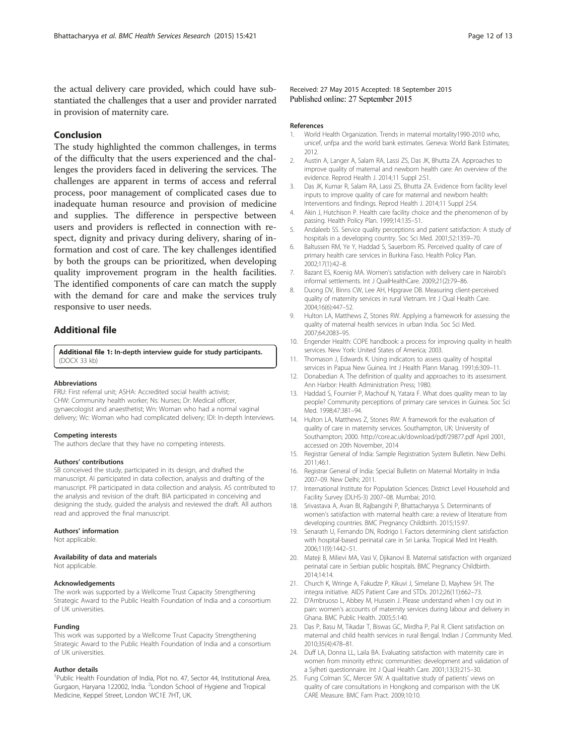the actual delivery care provided, which could have substantiated the challenges that a user and provider narrated in provision of maternity care.

## Conclusion

The study highlighted the common challenges, in terms of the difficulty that the users experienced and the challenges the providers faced in delivering the services. The challenges are apparent in terms of access and referral process, poor management of complicated cases due to inadequate human resource and provision of medicine and supplies. The difference in perspective between users and providers is reflected in connection with respect, dignity and privacy during delivery, sharing of information and cost of care. The key challenges identified by both the groups can be prioritized, when developing quality improvement program in the health facilities. The identified components of care can match the supply with the demand for care and make the services truly responsive to user needs.

## Additional file

**Additional file 1: In-depth interview guide for study participants.** (DOCX 33 kb)

#### Abbreviations

FRU: First referral unit; ASHA: Accredited social health activist; CHW: Community health worker; Ns: Nurses; Dr: Medical officer, gynaecologist and anaesthetist; Wn: Woman who had a normal vaginal delivery; Wc: Woman who had complicated delivery; IDI: In-depth Interviews.

#### Competing interests

The authors declare that they have no competing interests.

#### Authors' contributions

SB conceived the study, participated in its design, and drafted the manuscript. AI participated in data collection, analysis and drafting of the manuscript. PR participated in data collection and analysis. AS contributed to the analysis and revision of the draft. BIA participated in conceiving and designing the study, guided the analysis and reviewed the draft. All authors read and approved the final manuscript.

#### Authors' information

Not applicable.

#### Availability of data and materials

Not applicable.

#### Acknowledgements

The work was supported by a Wellcome Trust Capacity Strengthening Strategic Award to the Public Health Foundation of India and a consortium of UK universities.

#### Funding

This work was supported by a Wellcome Trust Capacity Strengthening Strategic Award to the Public Health Foundation of India and a consortium of UK universities.

#### Author details

[1]Public Health Foundation of India, Plot no. 47, Sector 44, Institutional Area, Gurgaon, Haryana 122002, India. [2]London School of Hygiene and Tropical Medicine, Keppel Street, London WC1E 7HT, UK.

Received: 27 May 2015 Accepted: 18 September 2015
Published online: 27 September 2015

#### References

1. World Health Organization. Trends in maternal mortality1990-2010 who, unicef, unfpa and the world bank estimates. Geneva: World Bank Estimates; 2012.
2. Austin A, Langer A, Salam RA, Lassi ZS, Das JK, Bhutta ZA. Approaches to improve quality of maternal and newborn health care: An overview of the evidence. Reprod Health J. 2014;11 Suppl 2:S1.
3. Das JK, Kumar R, Salam RA, Lassi ZS, Bhutta ZA. Evidence from facility level inputs to improve quality of care for maternal and newborn health: Interventions and findings. Reprod Health J. 2014;11 Suppl 2:S4.
4. Akin J, Hutchison P. Health care facility choice and the phenomenon of by passing. Health Policy Plan. 1999;14:135–51.
5. Andaleeb SS. Service quality perceptions and patient satisfaction: A study of hospitals in a developing country. Soc Sci Med. 2001;52:1359–70.
6. Baltussen RM, Ye Y, Haddad S, Sauerborn RS. Perceived quality of care of primary health care services in Burkina Faso. Health Policy Plan. 2002;17(1):42–8.
7. Bazant ES, Koenig MA. Women's satisfaction with delivery care in Nairobi's informal settlements. Int J QualHealthCare. 2009;21(2):79–86.
8. Duong DV, Binns CW, Lee AH, Hipgrave DB. Measuring client-perceived quality of maternity services in rural Vietnam. Int J Qual Health Care. 2004;16(6):447–52.
9. Hulton LA, Matthews Z, Stones RW. Applying a framework for assessing the quality of maternal health services in urban India. Soc Sci Med. 2007;64:2083–95.
10. Engender Health: COPE handbook: a process for improving quality in health services. New York: United States of America; 2003.
11. Thomason J, Edwards K. Using indicators to assess quality of hospital services in Papua New Guinea. Int J Health Plann Manag. 1991;6:309–11.
12. Donabedian A. The definition of quality and approaches to its assessment. Ann Harbor: Health Administration Press; 1980.
13. Haddad S, Fournier P, Machouf N, Yatara F. What does quality mean to lay people? Community perceptions of primary care services in Guinea. Soc Sci Med. 1998;47:381–94.
14. Hulton LA, Matthews Z, Stones RW: A framework for the evaluation of quality of care in maternity services. Southampton, UK: University of Southampton; 2000. http://core.ac.uk/download/pdf/29877.pdf April 2001, accessed on 20th November, 2014
15. Registrar General of India: Sample Registration System Bulletin. New Delhi. 2011;46:1.
16. Registrar General of India: Special Bulletin on Maternal Mortality in India 2007–09. New Delhi; 2011.
17. International Institute for Population Sciences: District Level Household and Facility Survey (DLHS-3) 2007–08. Mumbai; 2010.
18. Srivastava A, Avan BI, Rajbangshi P, Bhattacharyya S. Determinants of women's satisfaction with maternal health care: a review of literature from developing countries. BMC Pregnancy Childbirth. 2015;15:97.
19. Senarath U, Fernando DN, Rodrigo I. Factors determining client satisfaction with hospital-based perinatal care in Sri Lanka. Tropical Med Int Health. 2006;11(9):1442–51.
20. Mateji B, Milievi MA, Vasi V, Djikanovi B. Maternal satisfaction with organized perinatal care in Serbian public hospitals. BMC Pregnancy Childbirth. 2014;14:14.
21. Church K, Wringe A, Fakudze P, Kikuvi J, Simelane D, Mayhew SH. The integra initiative. AIDS Patient Care and STDs. 2012;26(11):662–73.
22. D'Ambruoso L, Abbey M, Hussein J. Please understand when I cry out in pain: women's accounts of maternity services during labour and delivery in Ghana. BMC Public Health. 2005;5:140.
23. Das P, Basu M, Tikadar T, Biswas GC, Mirdha P, Pal R. Client satisfaction on maternal and child health services in rural Bengal. Indian J Community Med. 2010;35(4):478–81.
24. Duff LA, Donna LL, Laila BA. Evaluating satisfaction with maternity care in women from minority ethnic communities: development and validation of a Sylheti questionnaire. Int J Qual Health Care. 2001;13(3):215–30.
25. Fung Colman SC, Mercer SW. A qualitative study of patients' views on quality of care consultations in Hongkong and comparison with the UK CARE Measure. BMC Fam Pract. 2009;10:10.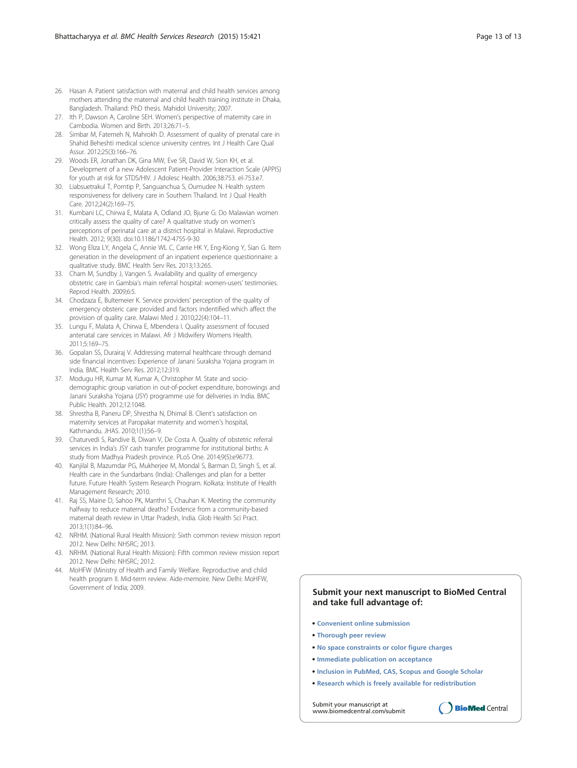26. Hasan A. Patient satisfaction with maternal and child health services among mothers attending the maternal and child health training institute in Dhaka, Bangladesh. Thailand: PhD thesis. Mahidol University; 2007.
27. Ith P, Dawson A, Caroline SEH. Women's perspective of maternity care in Cambodia. Women and Birth. 2013;26:71–5.
28. Simbar M, Fatemeh N, Mahrokh D. Assessment of quality of prenatal care in Shahid Beheshti medical science university centres. Int J Health Care Qual Assur. 2012;25(3):166–76.
29. Woods ER, Jonathan DK, Gina MW, Eve SR, David W, Sion KH, et al. Development of a new Adolescent Patient-Provider Interaction Scale (APPIS) for youth at risk for STDS/HIV. J Adolesc Health. 2006;38:753. el-753.e7.
30. Liabsuetrakul T, Porntip P, Sanguanchua S, Oumudee N. Health system responsiveness for delivery care in Southern Thailand. Int J Qual Health Care. 2012;24(2):169–75.
31. Kumbani LC, Chirwa E, Malata A, Odland JO, Bjune G: Do Malawian women critically assess the quality of care? A qualitative study on women's perceptions of perinatal care at a district hospital in Malawi. Reproductive Health. 2012; 9(30). doi:10.1186/1742-4755-9-30
32. Wong Eliza LY, Angela C, Annie WL C, Carrie HK Y, Eng-Kiong Y, Sian G. Item generation in the development of an inpatient experience questionnaire: a qualitative study. BMC Health Serv Res. 2013;13:265.
33. Cham M, Sundby J, Vangen S. Availability and quality of emergency obstetric care in Gambia's main referral hospital: women-users' testimonies. Reprod Health. 2009;6:5.
34. Chodzaza E, Bultemeier K. Service providers' perception of the quality of emergency obsteric care provided and factors indentified which affect the provision of quality care. Malawi Med J. 2010;22(4):104–11.
35. Lungu F, Malata A, Chirwa E, Mbendera I. Quality assessment of focused antenatal care services in Malawi. Afr J Midwifery Womens Health. 2011;5:169–75.
36. Gopalan SS, Durairaj V. Addressing maternal healthcare through demand side financial incentives: Experience of Janani Suraksha Yojana program in India. BMC Health Serv Res. 2012;12:319.
37. Modugu HR, Kumar M, Kumar A, Christopher M. State and socio-demographic group variation in out-of-pocket expenditure, borrowings and Janani Suraksha Yojana (JSY) programme use for deliveries in India. BMC Public Health. 2012;12:1048.
38. Shrestha B, Paneru DP, Shrestha N, Dhimal B. Client's satisfaction on maternity services at Paropakar maternity and women's hospital, Kathmandu. JHAS. 2010;1(1):56–9.
39. Chaturvedi S, Randive B, Diwan V, De Costa A. Quality of obstetric referral services in India's JSY cash transfer programme for institutional births: A study from Madhya Pradesh province. PLoS One. 2014;9(5):e96773.
40. Kanjilal B, Mazumdar PG, Mukherjee M, Mondal S, Barman D, Singh S, et al. Health care in the Sundarbans (India): Challenges and plan for a better future. Future Health System Research Program. Kolkata: Institute of Health Management Research; 2010.
41. Raj SS, Maine D, Sahoo PK, Manthri S, Chauhan K. Meeting the community halfway to reduce maternal deaths? Evidence from a community-based maternal death review in Uttar Pradesh, India. Glob Health Sci Pract. 2013;1(1):84–96.
42. NRHM. (National Rural Health Mission): Sixth common review mission report 2012. New Delhi: NHSRC; 2013.
43. NRHM. (National Rural Health Mission): Fifth common review mission report 2012. New Delhi: NHSRC; 2012.
44. MoHFW (Ministry of Health and Family Welfare. Reproductive and child health program II. Mid-term review. Aide-memoire. New Delhi: MoHFW, Government of India; 2009.

**Submit your next manuscript to BioMed Central and take full advantage of:**

- **Convenient online submission**
- **Thorough peer review**
- **No space constraints or color figure charges**
- **Immediate publication on acceptance**
- **Inclusion in PubMed, CAS, Scopus and Google Scholar**
- **Research which is freely available for redistribution**

Submit your manuscript at
www.biomedcentral.com/submit

BioMed Central